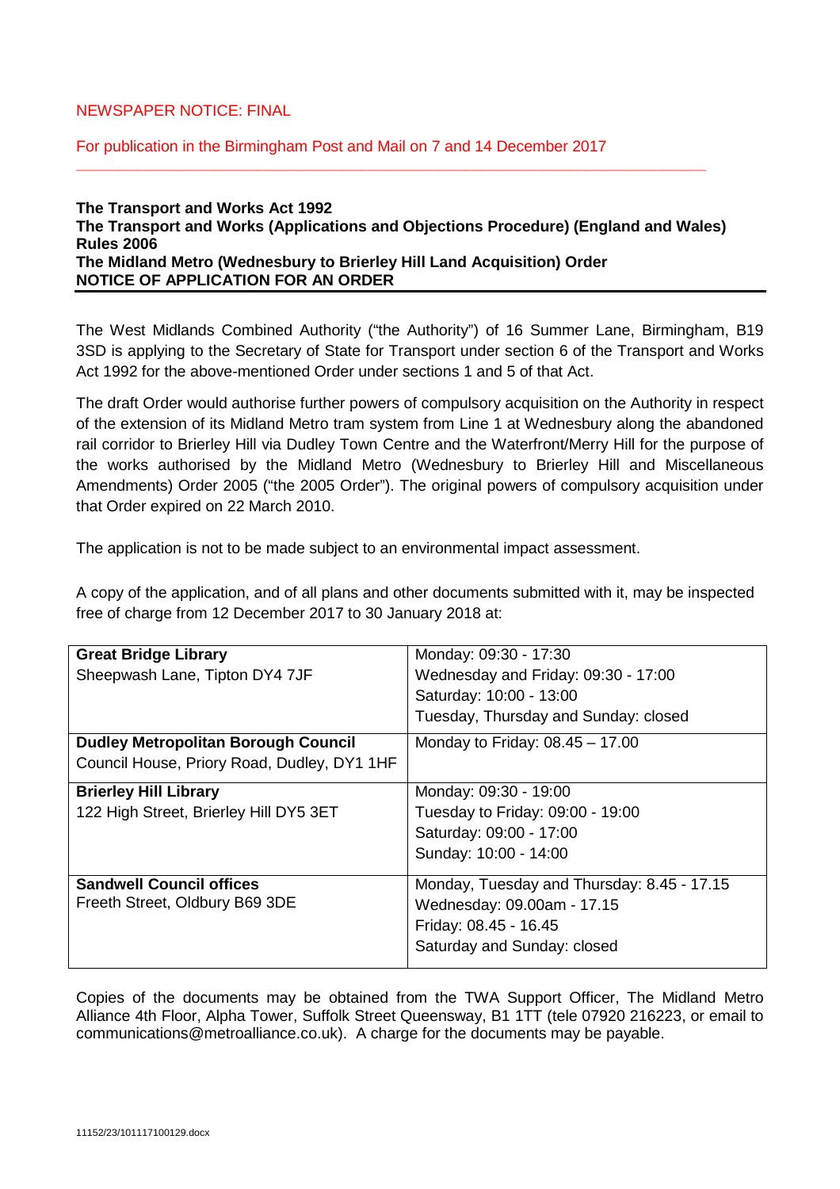NEWSPAPER NOTICE: FINAL

For publication in the Birmingham Post and Mail on 7 and 14 December 2017

---

**The Transport and Works Act 1992**
**The Transport and Works (Applications and Objections Procedure) (England and Wales) Rules 2006**
**The Midland Metro (Wednesbury to Brierley Hill Land Acquisition) Order**
**NOTICE OF APPLICATION FOR AN ORDER**

The West Midlands Combined Authority ("the Authority") of 16 Summer Lane, Birmingham, B19 3SD is applying to the Secretary of State for Transport under section 6 of the Transport and Works Act 1992 for the above-mentioned Order under sections 1 and 5 of that Act.

The draft Order would authorise further powers of compulsory acquisition on the Authority in respect of the extension of its Midland Metro tram system from Line 1 at Wednesbury along the abandoned rail corridor to Brierley Hill via Dudley Town Centre and the Waterfront/Merry Hill for the purpose of the works authorised by the Midland Metro (Wednesbury to Brierley Hill and Miscellaneous Amendments) Order 2005 ("the 2005 Order"). The original powers of compulsory acquisition under that Order expired on 22 March 2010.

The application is not to be made subject to an environmental impact assessment.

A copy of the application, and of all plans and other documents submitted with it, may be inspected free of charge from 12 December 2017 to 30 January 2018 at:

| Location | Opening hours |
|---|---|
| **Great Bridge Library**<br>Sheepwash Lane, Tipton DY4 7JF | Monday: 09:30 - 17:30<br>Wednesday and Friday: 09:30 - 17:00<br>Saturday: 10:00 - 13:00<br>Tuesday, Thursday and Sunday: closed |
| **Dudley Metropolitan Borough Council**<br>Council House, Priory Road, Dudley, DY1 1HF | Monday to Friday: 08.45 – 17.00 |
| **Brierley Hill Library**<br>122 High Street, Brierley Hill DY5 3ET | Monday: 09:30 - 19:00<br>Tuesday to Friday: 09:00 - 19:00<br>Saturday: 09:00 - 17:00<br>Sunday: 10:00 - 14:00 |
| **Sandwell Council offices**<br>Freeth Street, Oldbury B69 3DE | Monday, Tuesday and Thursday: 8.45 - 17.15<br>Wednesday: 09.00am - 17.15<br>Friday: 08.45 - 16.45<br>Saturday and Sunday: closed |

Copies of the documents may be obtained from the TWA Support Officer, The Midland Metro Alliance 4th Floor, Alpha Tower, Suffolk Street Queensway, B1 1TT (tele 07920 216223, or email to communications@metroalliance.co.uk). A charge for the documents may be payable.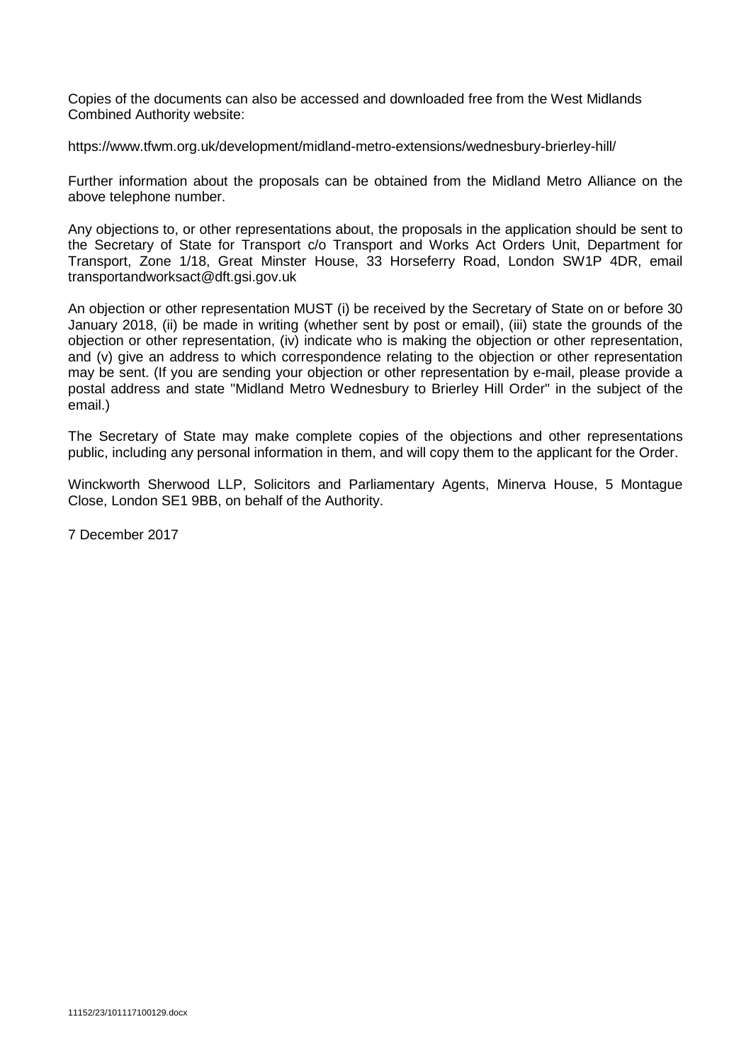Copies of the documents can also be accessed and downloaded free from the West Midlands Combined Authority website:

https://www.tfwm.org.uk/development/midland-metro-extensions/wednesbury-brierley-hill/

Further information about the proposals can be obtained from the Midland Metro Alliance on the above telephone number.

Any objections to, or other representations about, the proposals in the application should be sent to the Secretary of State for Transport c/o Transport and Works Act Orders Unit, Department for Transport, Zone 1/18, Great Minster House, 33 Horseferry Road, London SW1P 4DR, email transportandworksact@dft.gsi.gov.uk

An objection or other representation MUST (i) be received by the Secretary of State on or before 30 January 2018, (ii) be made in writing (whether sent by post or email), (iii) state the grounds of the objection or other representation, (iv) indicate who is making the objection or other representation, and (v) give an address to which correspondence relating to the objection or other representation may be sent. (If you are sending your objection or other representation by e-mail, please provide a postal address and state "Midland Metro Wednesbury to Brierley Hill Order" in the subject of the email.)

The Secretary of State may make complete copies of the objections and other representations public, including any personal information in them, and will copy them to the applicant for the Order.

Winckworth Sherwood LLP, Solicitors and Parliamentary Agents, Minerva House, 5 Montague Close, London SE1 9BB, on behalf of the Authority.

7 December 2017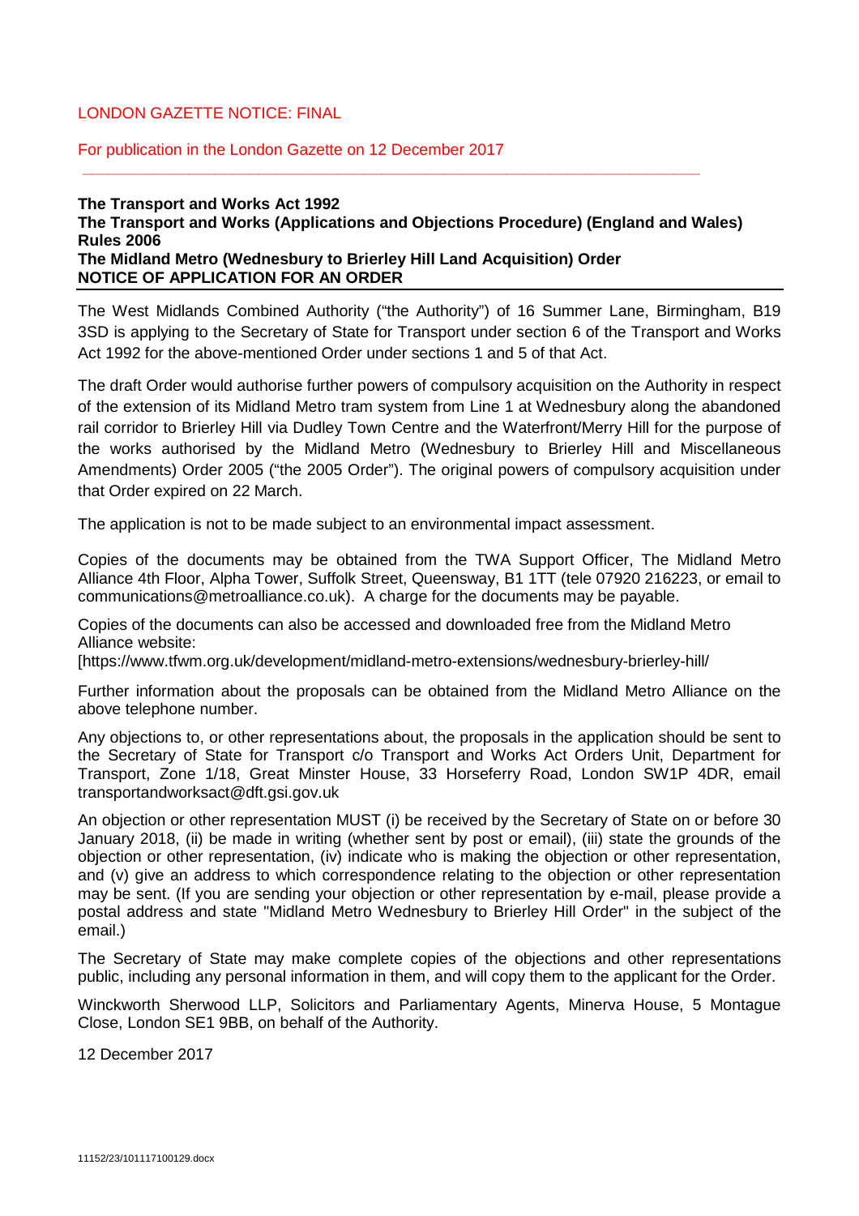LONDON GAZETTE NOTICE: FINAL

For publication in the London Gazette on 12 December 2017

**The Transport and Works Act 1992**
**The Transport and Works (Applications and Objections Procedure) (England and Wales) Rules 2006**
**The Midland Metro (Wednesbury to Brierley Hill Land Acquisition) Order**
**NOTICE OF APPLICATION FOR AN ORDER**

The West Midlands Combined Authority ("the Authority") of 16 Summer Lane, Birmingham, B19 3SD is applying to the Secretary of State for Transport under section 6 of the Transport and Works Act 1992 for the above-mentioned Order under sections 1 and 5 of that Act.

The draft Order would authorise further powers of compulsory acquisition on the Authority in respect of the extension of its Midland Metro tram system from Line 1 at Wednesbury along the abandoned rail corridor to Brierley Hill via Dudley Town Centre and the Waterfront/Merry Hill for the purpose of the works authorised by the Midland Metro (Wednesbury to Brierley Hill and Miscellaneous Amendments) Order 2005 ("the 2005 Order"). The original powers of compulsory acquisition under that Order expired on 22 March.

The application is not to be made subject to an environmental impact assessment.

Copies of the documents may be obtained from the TWA Support Officer, The Midland Metro Alliance 4th Floor, Alpha Tower, Suffolk Street, Queensway, B1 1TT (tele 07920 216223, or email to communications@metroalliance.co.uk). A charge for the documents may be payable.

Copies of the documents can also be accessed and downloaded free from the Midland Metro Alliance website:
[https://www.tfwm.org.uk/development/midland-metro-extensions/wednesbury-brierley-hill/

Further information about the proposals can be obtained from the Midland Metro Alliance on the above telephone number.

Any objections to, or other representations about, the proposals in the application should be sent to the Secretary of State for Transport c/o Transport and Works Act Orders Unit, Department for Transport, Zone 1/18, Great Minster House, 33 Horseferry Road, London SW1P 4DR, email transportandworksact@dft.gsi.gov.uk

An objection or other representation MUST (i) be received by the Secretary of State on or before 30 January 2018, (ii) be made in writing (whether sent by post or email), (iii) state the grounds of the objection or other representation, (iv) indicate who is making the objection or other representation, and (v) give an address to which correspondence relating to the objection or other representation may be sent. (If you are sending your objection or other representation by e-mail, please provide a postal address and state "Midland Metro Wednesbury to Brierley Hill Order" in the subject of the email.)

The Secretary of State may make complete copies of the objections and other representations public, including any personal information in them, and will copy them to the applicant for the Order.

Winckworth Sherwood LLP, Solicitors and Parliamentary Agents, Minerva House, 5 Montague Close, London SE1 9BB, on behalf of the Authority.

12 December 2017

11152/23/101117100129.docx